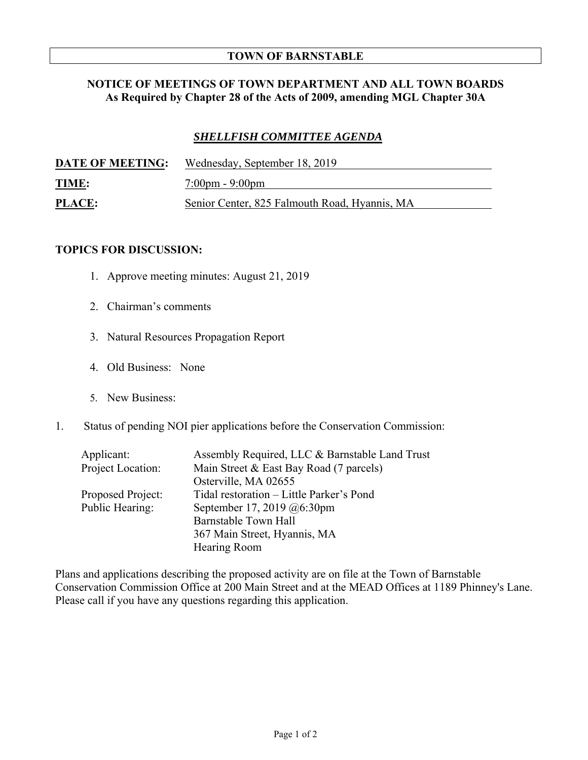# TOWN OF BARNSTABLE

## NOTICE OF MEETINGS OF TOWN DEPARTMENT AND ALL TOWN BOARDS
**As Required by Chapter 28 of the Acts of 2009, amending MGL Chapter 30A**

## ***SHELLFISH COMMITTEE AGENDA***

**DATE OF MEETING:** Wednesday, September 18, 2019

**TIME:** 7:00pm - 9:00pm

**PLACE:** Senior Center, 825 Falmouth Road, Hyannis, MA

**TOPICS FOR DISCUSSION:**

1. Approve meeting minutes: August 21, 2019
2. Chairman's comments
3. Natural Resources Propagation Report
4. Old Business: None
5. New Business:

1. Status of pending NOI pier applications before the Conservation Commission:

| | |
|---|---|
| Applicant: | Assembly Required, LLC & Barnstable Land Trust |
| Project Location: | Main Street & East Bay Road (7 parcels)<br>Osterville, MA 02655 |
| Proposed Project: | Tidal restoration – Little Parker's Pond |
| Public Hearing: | September 17, 2019 @6:30pm<br>Barnstable Town Hall<br>367 Main Street, Hyannis, MA<br>Hearing Room |

Plans and applications describing the proposed activity are on file at the Town of Barnstable Conservation Commission Office at 200 Main Street and at the MEAD Offices at 1189 Phinney's Lane. Please call if you have any questions regarding this application.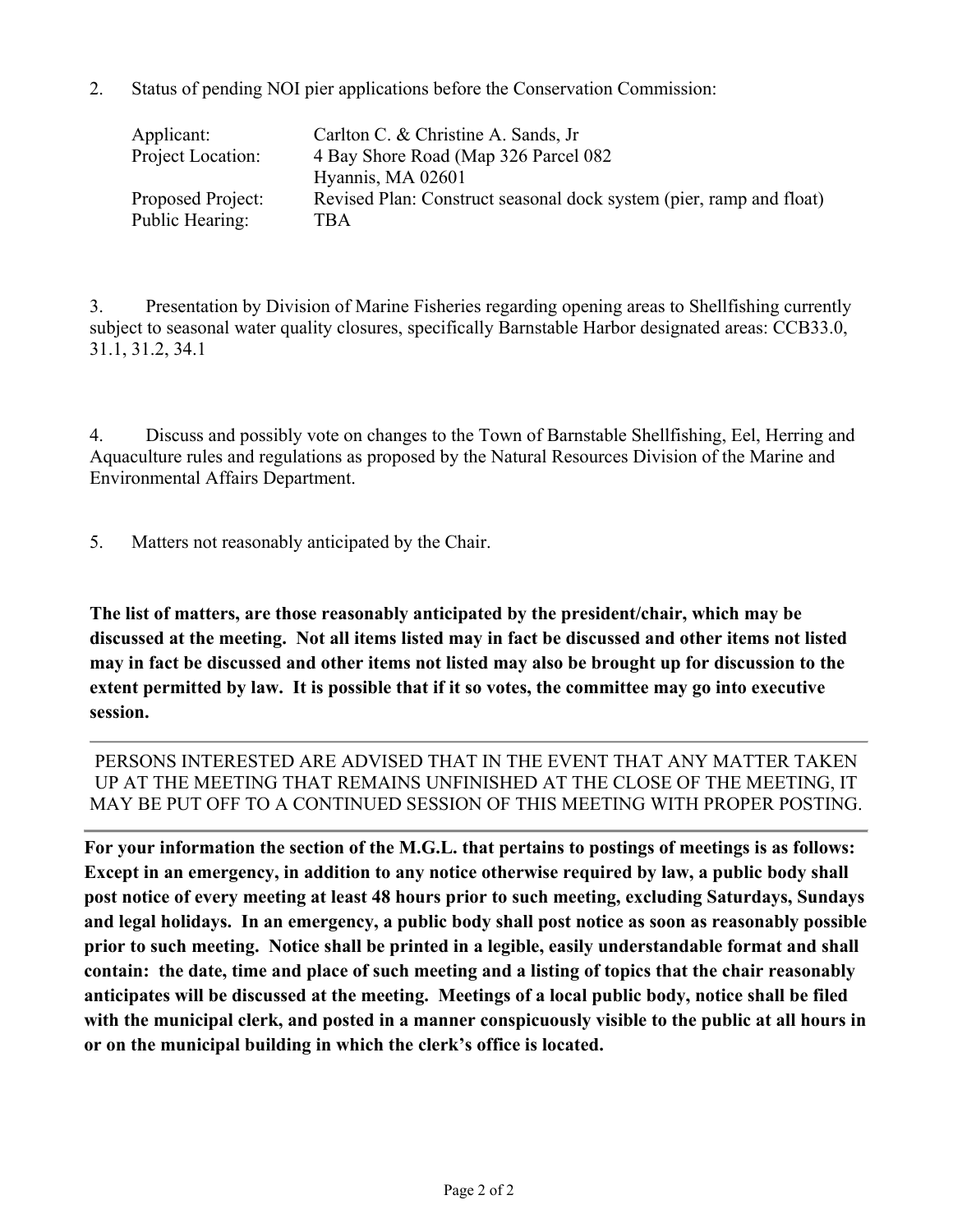2. Status of pending NOI pier applications before the Conservation Commission:

| | |
|---|---|
| Applicant: | Carlton C. & Christine A. Sands, Jr |
| Project Location: | 4 Bay Shore Road (Map 326 Parcel 082<br>Hyannis, MA 02601 |
| Proposed Project: | Revised Plan: Construct seasonal dock system (pier, ramp and float) |
| Public Hearing: | TBA |

3. Presentation by Division of Marine Fisheries regarding opening areas to Shellfishing currently subject to seasonal water quality closures, specifically Barnstable Harbor designated areas: CCB33.0, 31.1, 31.2, 34.1

4. Discuss and possibly vote on changes to the Town of Barnstable Shellfishing, Eel, Herring and Aquaculture rules and regulations as proposed by the Natural Resources Division of the Marine and Environmental Affairs Department.

5. Matters not reasonably anticipated by the Chair.

**The list of matters, are those reasonably anticipated by the president/chair, which may be discussed at the meeting. Not all items listed may in fact be discussed and other items not listed may in fact be discussed and other items not listed may also be brought up for discussion to the extent permitted by law. It is possible that if it so votes, the committee may go into executive session.**

---

PERSONS INTERESTED ARE ADVISED THAT IN THE EVENT THAT ANY MATTER TAKEN UP AT THE MEETING THAT REMAINS UNFINISHED AT THE CLOSE OF THE MEETING, IT MAY BE PUT OFF TO A CONTINUED SESSION OF THIS MEETING WITH PROPER POSTING.

---

**For your information the section of the M.G.L. that pertains to postings of meetings is as follows: Except in an emergency, in addition to any notice otherwise required by law, a public body shall post notice of every meeting at least 48 hours prior to such meeting, excluding Saturdays, Sundays and legal holidays. In an emergency, a public body shall post notice as soon as reasonably possible prior to such meeting. Notice shall be printed in a legible, easily understandable format and shall contain: the date, time and place of such meeting and a listing of topics that the chair reasonably anticipates will be discussed at the meeting. Meetings of a local public body, notice shall be filed with the municipal clerk, and posted in a manner conspicuously visible to the public at all hours in or on the municipal building in which the clerk's office is located.**